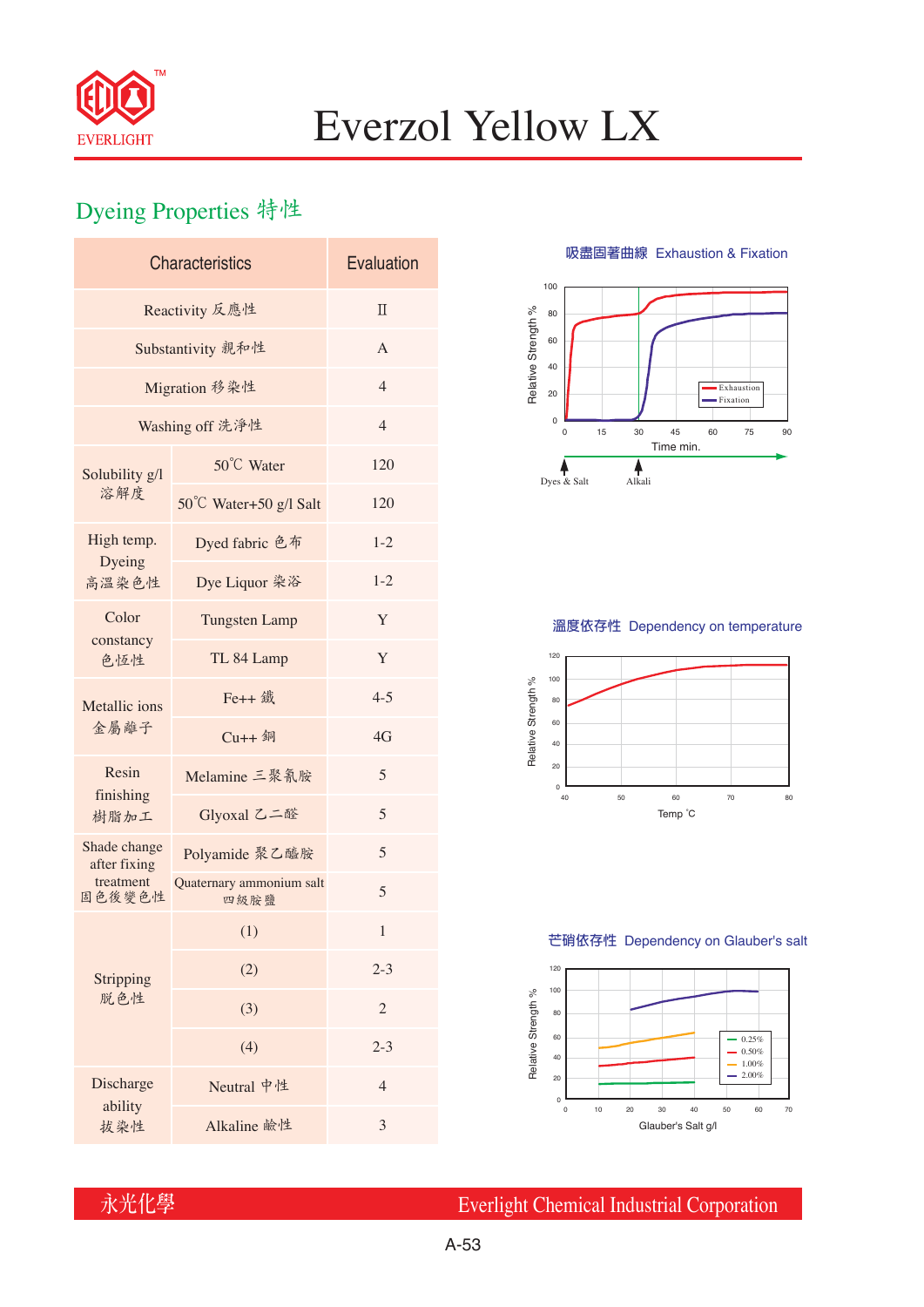# Everzol Yellow LX

## Dyeing Properties 特性

| Characteristics | | Evaluation |
|---|---|---|
| Reactivity 反應性 | | II |
| Substantivity 親和性 | | A |
| Migration 移染性 | | 4 |
| Washing off 洗淨性 | | 4 |
| Solubility g/l 溶解度 | 50℃ Water | 120 |
| | 50℃ Water+50 g/l Salt | 120 |
| High temp. Dyeing 高溫染色性 | Dyed fabric 色布 | 1-2 |
| | Dye Liquor 染浴 | 1-2 |
| Color constancy 色恆性 | Tungsten Lamp | Y |
| | TL 84 Lamp | Y |
| Metallic ions 金屬離子 | Fe++ 鐵 | 4-5 |
| | Cu++ 銅 | 4G |
| Resin finishing 樹脂加工 | Melamine 三聚氰胺 | 5 |
| | Glyoxal 乙二醛 | 5 |
| Shade change after fixing treatment 固色後變色性 | Polyamide 聚乙醯胺 | 5 |
| | Quaternary ammonium salt 四級胺鹽 | 5 |
| Stripping 脫色性 | (1) | 1 |
| | (2) | 2-3 |
| | (3) | 2 |
| | (4) | 2-3 |
| Discharge ability 拔染性 | Neutral 中性 | 4 |
| | Alkaline 鹼性 | 3 |

吸盡固著曲線 Exhaustion & Fixation

溫度依存性 Dependency on temperature

芒硝依存性 Dependency on Glauber's salt

永光化學 Everlight Chemical Industrial Corporation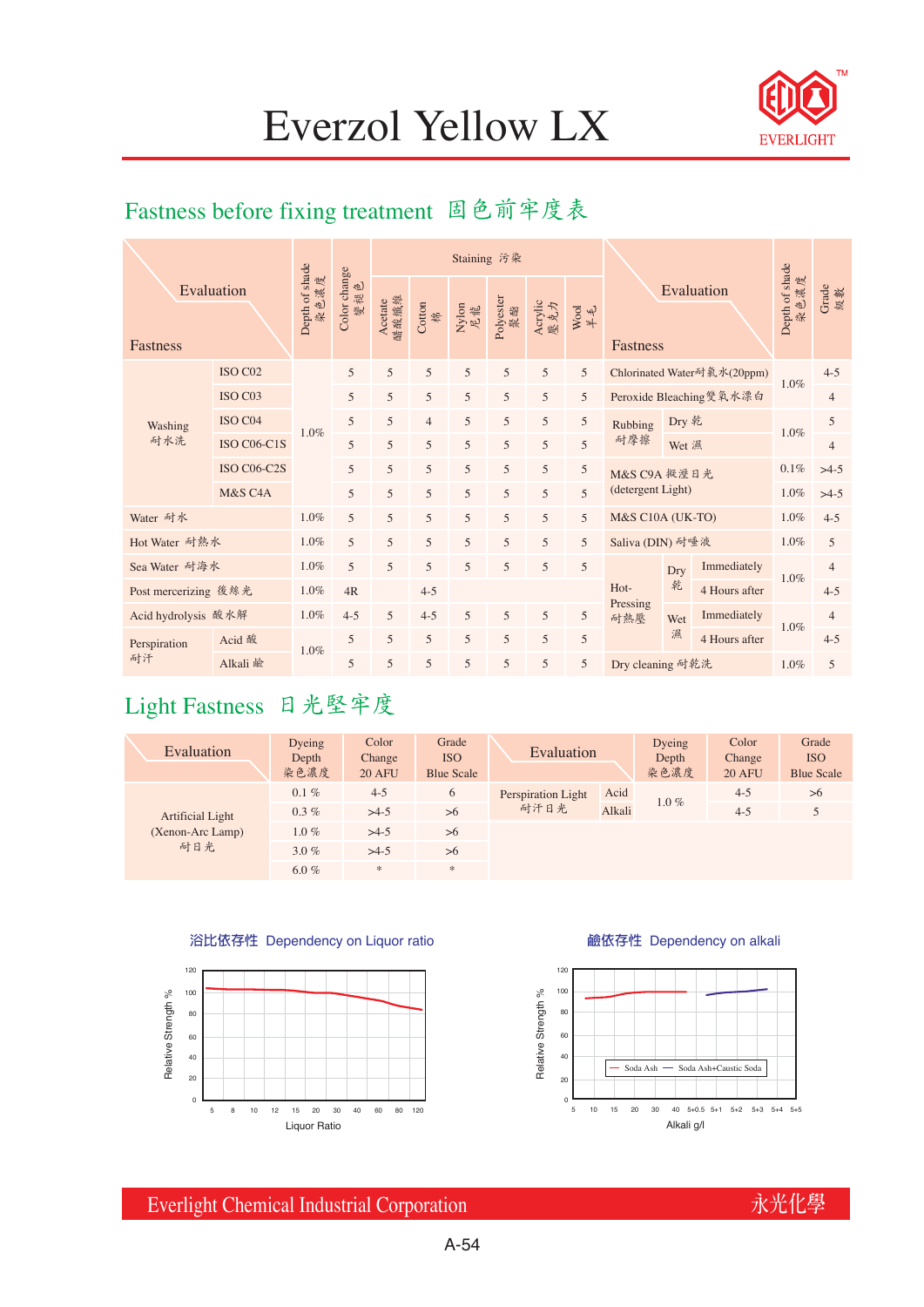# Everzol Yellow LX

EVERLIGHT

## Fastness before fixing treatment 固色前牢度表

| Fastness / Evaluation | | Depth of shade 染色濃度 | Color change 變褪色 | Staining 污染 Acetate 醋酸纖維 | Cotton 棉 | Nylon 尼龍 | Polyester 聚酯 | Acrylic 壓克力 | Wool 羊毛 |
|---|---|---|---|---|---|---|---|---|---|
| Washing 耐水洗 | ISO C02 | 1.0% | 5 | 5 | 5 | 5 | 5 | 5 | 5 |
| | ISO C03 | | 5 | 5 | 5 | 5 | 5 | 5 | 5 |
| | ISO C04 | | 5 | 5 | 4 | 5 | 5 | 5 | 5 |
| | ISO C06-C1S | | 5 | 5 | 5 | 5 | 5 | 5 | 5 |
| | ISO C06-C2S | | 5 | 5 | 5 | 5 | 5 | 5 | 5 |
| | M&S C4A | | 5 | 5 | 5 | 5 | 5 | 5 | 5 |
| Water 耐水 | | 1.0% | 5 | 5 | 5 | 5 | 5 | 5 | 5 |
| Hot Water 耐熱水 | | 1.0% | 5 | 5 | 5 | 5 | 5 | 5 | 5 |
| Sea Water 耐海水 | | 1.0% | 5 | 5 | 5 | 5 | 5 | 5 | 5 |
| Post mercerizing 後絲光 | | 1.0% | 4R | | 4-5 | | | | |
| Acid hydrolysis 酸水解 | | 1.0% | 4-5 | 5 | 4-5 | 5 | 5 | 5 | 5 |
| Perspiration 耐汗 | Acid 酸 | 1.0% | 5 | 5 | 5 | 5 | 5 | 5 | 5 |
| | Alkali 鹼 | | 5 | 5 | 5 | 5 | 5 | 5 | 5 |

| Fastness / Evaluation | | | Depth of shade 染色濃度 | Grade 級數 |
|---|---|---|---|---|
| Chlorinated Water耐氯水(20ppm) | | | 1.0% | 4-5 |
| Peroxide Bleaching雙氧水漂白 | | | | 4 |
| Rubbing 耐摩擦 | Dry 乾 | | 1.0% | 5 |
| | Wet 濕 | | | 4 |
| M&S C9A 擬似日光 (detergent Light) | | | 0.1% | >4-5 |
| | | | 1.0% | >4-5 |
| M&S C10A (UK-TO) | | | 1.0% | 4-5 |
| Saliva (DIN) 耐唾液 | | | 1.0% | 5 |
| Hot-Pressing 耐熱壓 | Dry 乾 | Immediately | 1.0% | 4 |
| | | 4 Hours after | | 4-5 |
| | Wet 濕 | Immediately | 1.0% | 4 |
| | | 4 Hours after | | 4-5 |
| Dry cleaning 耐乾洗 | | | 1.0% | 5 |

## Light Fastness 日光堅牢度

| Evaluation | Dyeing Depth 染色濃度 | Color Change 20 AFU | Grade ISO Blue Scale |
|---|---|---|---|
| Artificial Light (Xenon-Arc Lamp) 耐日光 | 0.1 % | 4-5 | 6 |
| | 0.3 % | >4-5 | >6 |
| | 1.0 % | >4-5 | >6 |
| | 3.0 % | >4-5 | >6 |
| | 6.0 % | * | * |

| Evaluation | | Dyeing Depth 染色濃度 | Color Change 20 AFU | Grade ISO Blue Scale |
|---|---|---|---|---|
| Perspiration Light 耐汗日光 | Acid | 1.0 % | 4-5 | >6 |
| | Alkali | | 4-5 | 5 |

浴比依存性 Dependency on Liquor ratio

Relative Strength %
120
100
80
60
40
20
0
5 8 10 12 15 20 30 40 60 80 120
Liquor Ratio

鹼依存性 Dependency on alkali

Relative Strength %
120
100
80
60
40
20
0
5 10 15 20 30 40 5+0.5 5+1 5+2 5+3 5+4 5+5
Alkali g/l
Soda Ash — Soda Ash+Caustic Soda

Everlight Chemical Industrial Corporation 永光化學